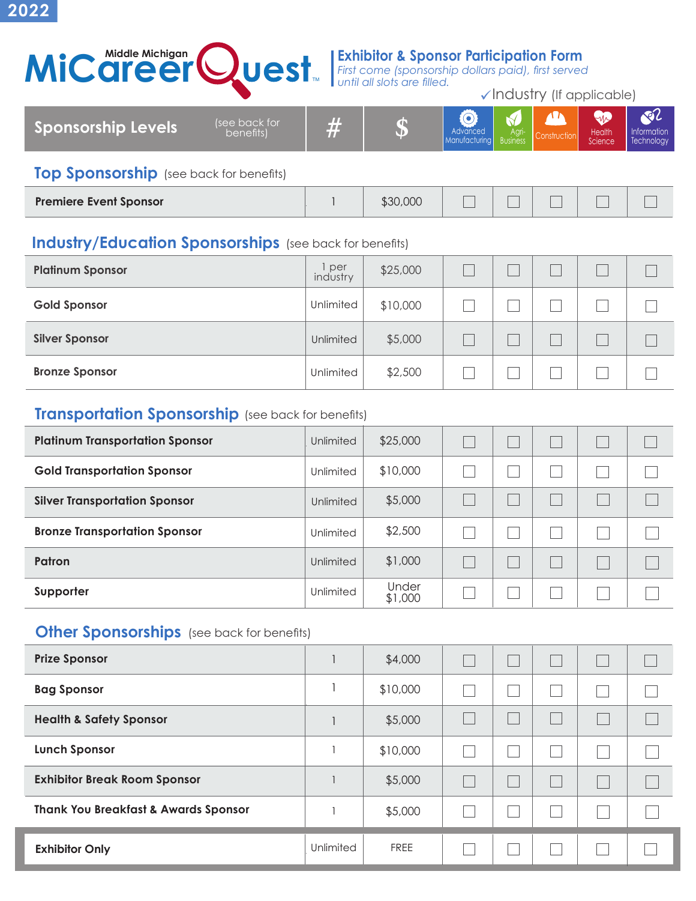2022

# Middle Michigan MiCareerQuest™

## Exhibitor & Sponsor Participation Form

*First come (sponsorship dollars paid), first served until all slots are filled.*

✓Industry (If applicable)

| Sponsorship Levels (see back for benefits) | # | $ | Advanced Manufacturing | Agri-Business | Construction | Health Science | Information Technology |
|---|---|---|---|---|---|---|---|
| **Top Sponsorship** (see back for benefits) | | | | | | | |
| **Premiere Event Sponsor** | 1 | $30,000 | ☐ | ☐ | ☐ | ☐ | ☐ |
| **Industry/Education Sponsorships** (see back for benefits) | | | | | | | |
| **Platinum Sponsor** | 1 per industry | $25,000 | ☐ | ☐ | ☐ | ☐ | ☐ |
| **Gold Sponsor** | Unlimited | $10,000 | ☐ | ☐ | ☐ | ☐ | ☐ |
| **Silver Sponsor** | Unlimited | $5,000 | ☐ | ☐ | ☐ | ☐ | ☐ |
| **Bronze Sponsor** | Unlimited | $2,500 | ☐ | ☐ | ☐ | ☐ | ☐ |
| **Transportation Sponsorship** (see back for benefits) | | | | | | | |
| **Platinum Transportation Sponsor** | Unlimited | $25,000 | ☐ | ☐ | ☐ | ☐ | ☐ |
| **Gold Transportation Sponsor** | Unlimited | $10,000 | ☐ | ☐ | ☐ | ☐ | ☐ |
| **Silver Transportation Sponsor** | Unlimited | $5,000 | ☐ | ☐ | ☐ | ☐ | ☐ |
| **Bronze Transportation Sponsor** | Unlimited | $2,500 | ☐ | ☐ | ☐ | ☐ | ☐ |
| **Patron** | Unlimited | $1,000 | ☐ | ☐ | ☐ | ☐ | ☐ |
| **Supporter** | Unlimited | Under $1,000 | ☐ | ☐ | ☐ | ☐ | ☐ |
| **Other Sponsorships** (see back for benefits) | | | | | | | |
| **Prize Sponsor** | 1 | $4,000 | ☐ | ☐ | ☐ | ☐ | ☐ |
| **Bag Sponsor** | 1 | $10,000 | ☐ | ☐ | ☐ | ☐ | ☐ |
| **Health & Safety Sponsor** | 1 | $5,000 | ☐ | ☐ | ☐ | ☐ | ☐ |
| **Lunch Sponsor** | 1 | $10,000 | ☐ | ☐ | ☐ | ☐ | ☐ |
| **Exhibitor Break Room Sponsor** | 1 | $5,000 | ☐ | ☐ | ☐ | ☐ | ☐ |
| **Thank You Breakfast & Awards Sponsor** | 1 | $5,000 | ☐ | ☐ | ☐ | ☐ | ☐ |
| **Exhibitor Only** | Unlimited | FREE | ☐ | ☐ | ☐ | ☐ | ☐ |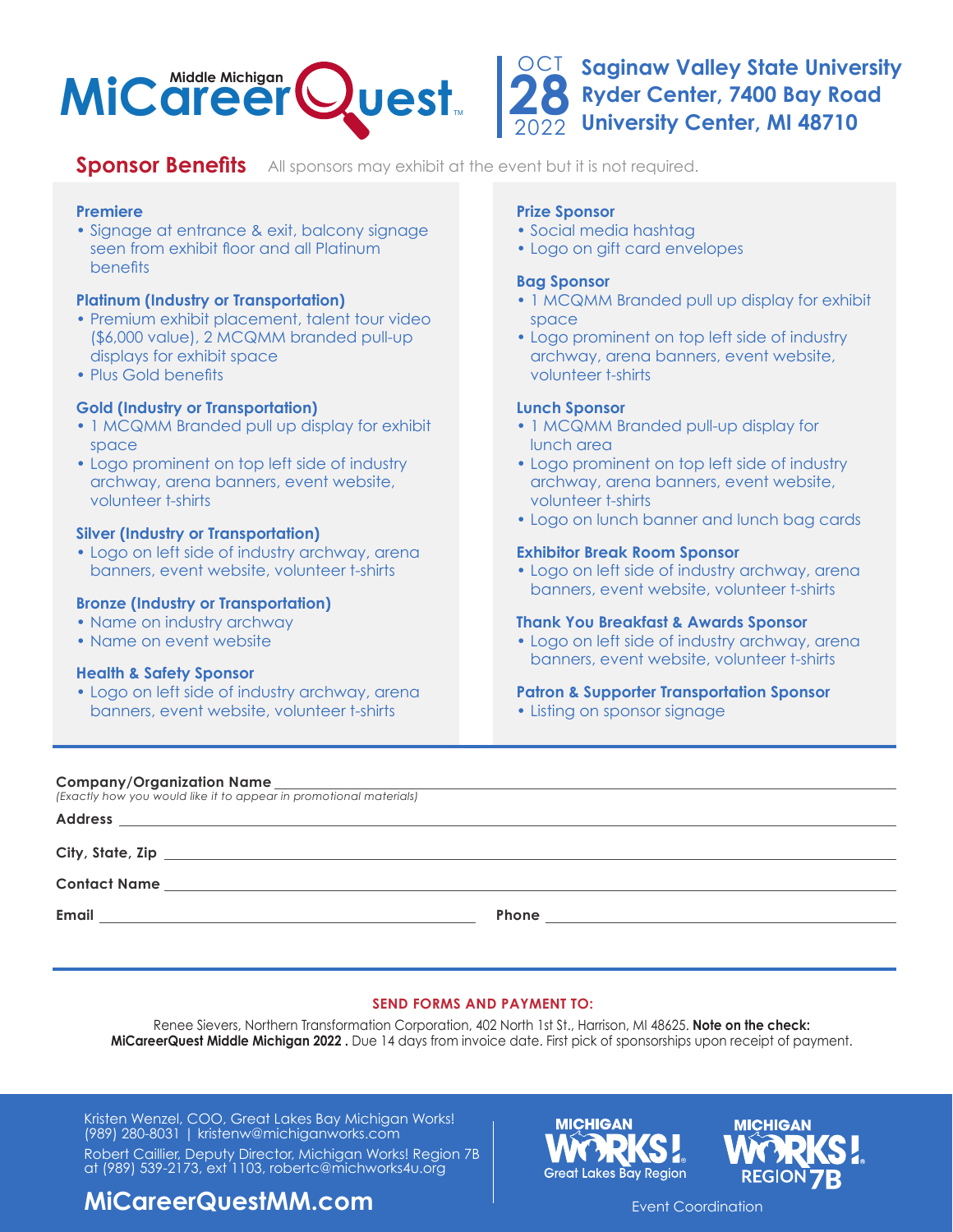# Middle Michigan MiCareerQuest™

**OCT 28 2022**

**Saginaw Valley State University**
**Ryder Center, 7400 Bay Road**
**University Center, MI 48710**

## Sponsor Benefits

All sponsors may exhibit at the event but it is not required.

### Premiere
- Signage at entrance & exit, balcony signage seen from exhibit floor and all Platinum benefits

### Platinum (Industry or Transportation)
- Premium exhibit placement, talent tour video ($6,000 value), 2 MCQMM branded pull-up displays for exhibit space
- Plus Gold benefits

### Gold (Industry or Transportation)
- 1 MCQMM Branded pull up display for exhibit space
- Logo prominent on top left side of industry archway, arena banners, event website, volunteer t-shirts

### Silver (Industry or Transportation)
- Logo on left side of industry archway, arena banners, event website, volunteer t-shirts

### Bronze (Industry or Transportation)
- Name on industry archway
- Name on event website

### Health & Safety Sponsor
- Logo on left side of industry archway, arena banners, event website, volunteer t-shirts

### Prize Sponsor
- Social media hashtag
- Logo on gift card envelopes

### Bag Sponsor
- 1 MCQMM Branded pull up display for exhibit space
- Logo prominent on top left side of industry archway, arena banners, event website, volunteer t-shirts

### Lunch Sponsor
- 1 MCQMM Branded pull-up display for lunch area
- Logo prominent on top left side of industry archway, arena banners, event website, volunteer t-shirts
- Logo on lunch banner and lunch bag cards

### Exhibitor Break Room Sponsor
- Logo on left side of industry archway, arena banners, event website, volunteer t-shirts

### Thank You Breakfast & Awards Sponsor
- Logo on left side of industry archway, arena banners, event website, volunteer t-shirts

### Patron & Supporter Transportation Sponsor
- Listing on sponsor signage

---

**Company/Organization Name** ______________________________
*(Exactly how you would like it to appear in promotional materials)*

**Address** ______________________________

**City, State, Zip** ______________________________

**Contact Name** ______________________________

**Email** ______________________________ **Phone** ______________________________

---

**SEND FORMS AND PAYMENT TO:**

Renee Sievers, Northern Transformation Corporation, 402 North 1st St., Harrison, MI 48625. **Note on the check: MiCareerQuest Middle Michigan 2022 .** Due 14 days from invoice date. First pick of sponsorships upon receipt of payment.

Kristen Wenzel, COO, Great Lakes Bay Michigan Works!
(989) 280-8031 | kristenw@michiganworks.com

Robert Caillier, Deputy Director, Michigan Works! Region 7B at (989) 539-2173, ext 1103, robertc@michworks4u.org

**MiCareerQuestMM.com**

Michigan Works! Great Lakes Bay Region | Michigan Works! Region 7B

Event Coordination